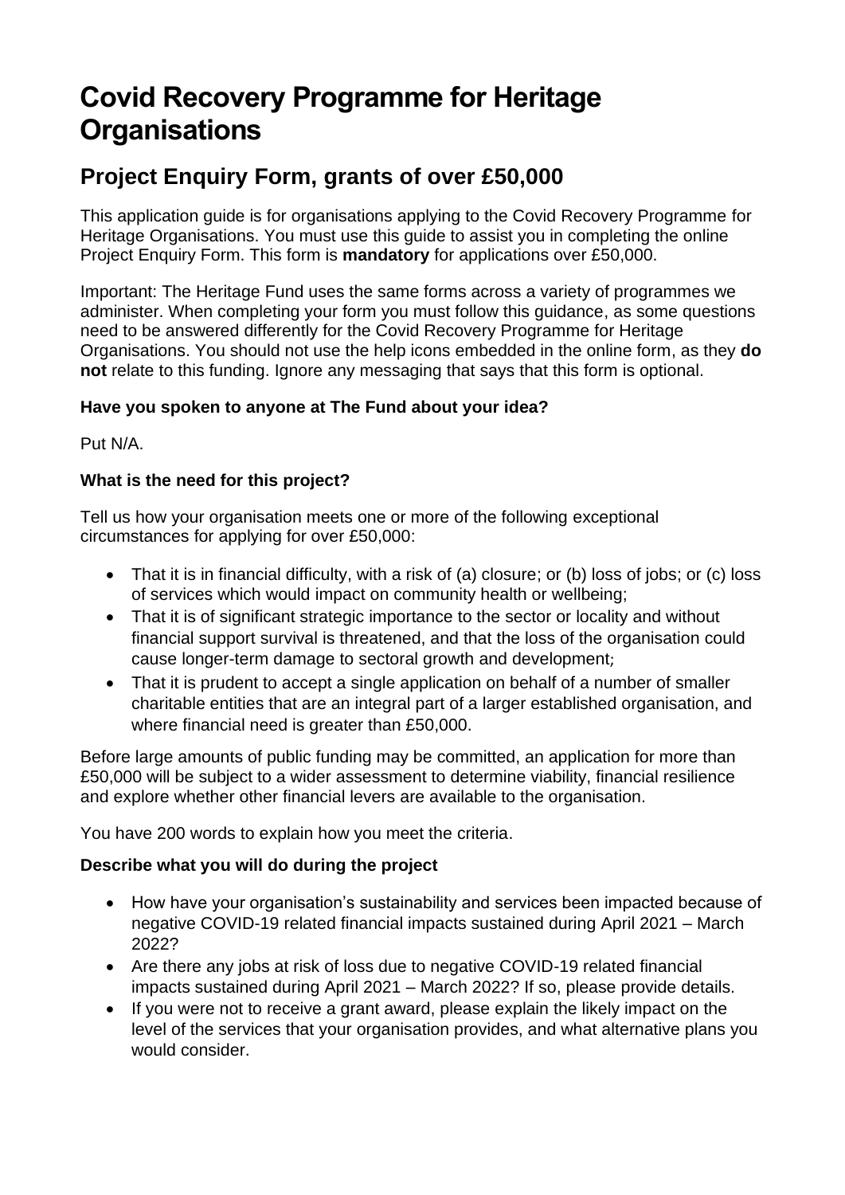# Covid Recovery Programme for Heritage Organisations

## Project Enquiry Form, grants of over £50,000

This application guide is for organisations applying to the Covid Recovery Programme for Heritage Organisations. You must use this guide to assist you in completing the online Project Enquiry Form. This form is **mandatory** for applications over £50,000.

Important: The Heritage Fund uses the same forms across a variety of programmes we administer. When completing your form you must follow this guidance, as some questions need to be answered differently for the Covid Recovery Programme for Heritage Organisations. You should not use the help icons embedded in the online form, as they **do not** relate to this funding. Ignore any messaging that says that this form is optional.

**Have you spoken to anyone at The Fund about your idea?**

Put N/A.

**What is the need for this project?**

Tell us how your organisation meets one or more of the following exceptional circumstances for applying for over £50,000:

- That it is in financial difficulty, with a risk of (a) closure; or (b) loss of jobs; or (c) loss of services which would impact on community health or wellbeing;
- That it is of significant strategic importance to the sector or locality and without financial support survival is threatened, and that the loss of the organisation could cause longer-term damage to sectoral growth and development;
- That it is prudent to accept a single application on behalf of a number of smaller charitable entities that are an integral part of a larger established organisation, and where financial need is greater than £50,000.

Before large amounts of public funding may be committed, an application for more than £50,000 will be subject to a wider assessment to determine viability, financial resilience and explore whether other financial levers are available to the organisation.

You have 200 words to explain how you meet the criteria.

**Describe what you will do during the project**

- How have your organisation's sustainability and services been impacted because of negative COVID-19 related financial impacts sustained during April 2021 – March 2022?
- Are there any jobs at risk of loss due to negative COVID-19 related financial impacts sustained during April 2021 – March 2022? If so, please provide details.
- If you were not to receive a grant award, please explain the likely impact on the level of the services that your organisation provides, and what alternative plans you would consider.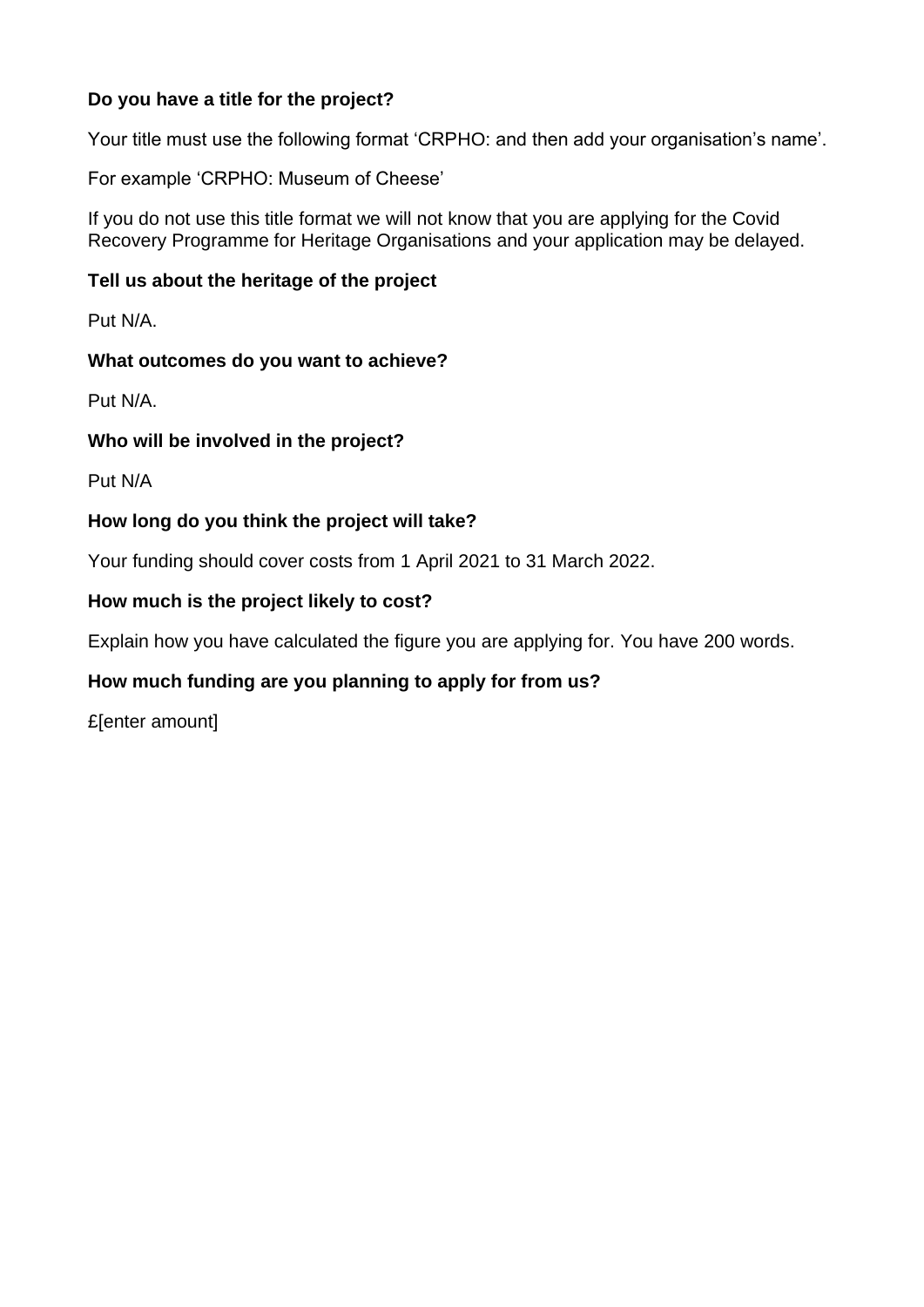**Do you have a title for the project?**

Your title must use the following format 'CRPHO: and then add your organisation's name'.

For example 'CRPHO: Museum of Cheese'

If you do not use this title format we will not know that you are applying for the Covid Recovery Programme for Heritage Organisations and your application may be delayed.

**Tell us about the heritage of the project**

Put N/A.

**What outcomes do you want to achieve?**

Put N/A.

**Who will be involved in the project?**

Put N/A

**How long do you think the project will take?**

Your funding should cover costs from 1 April 2021 to 31 March 2022.

**How much is the project likely to cost?**

Explain how you have calculated the figure you are applying for. You have 200 words.

**How much funding are you planning to apply for from us?**

£[enter amount]